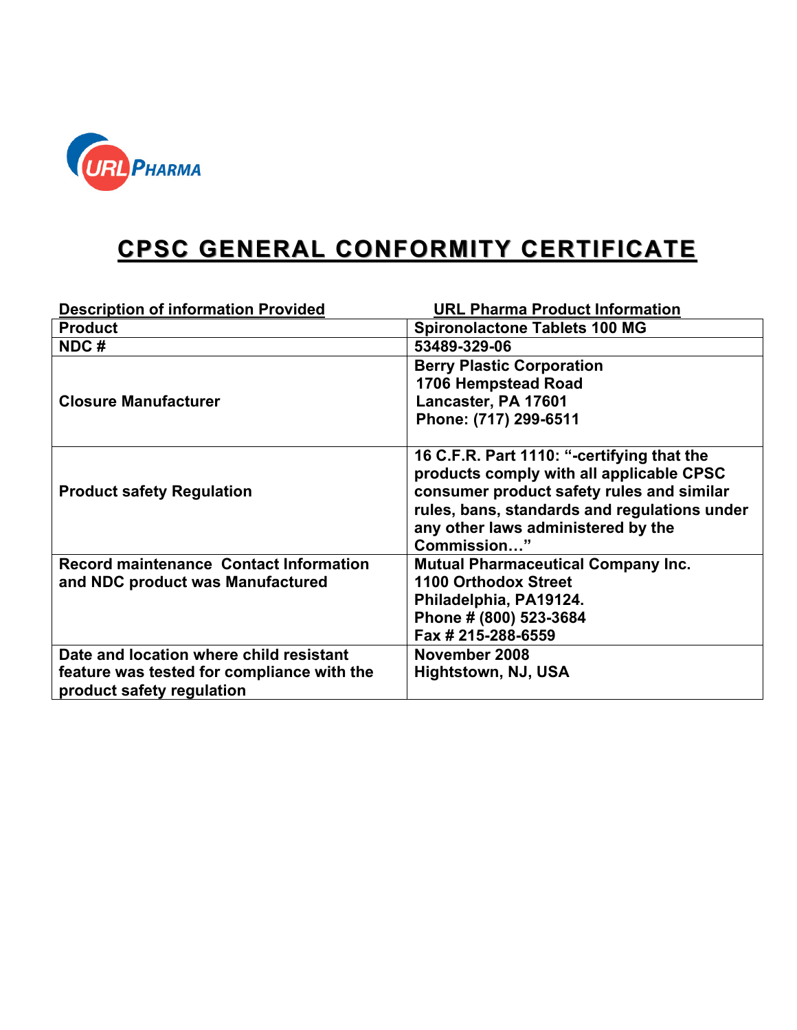URL PHARMA

# CPSC GENERAL CONFORMITY CERTIFICATE

| Description of information Provided | URL Pharma Product Information |
|---|---|
| **Product** | **Spironolactone Tablets 100 MG** |
| **NDC #** | **53489-329-06** |
| **Closure Manufacturer** | **Berry Plastic Corporation**<br>**1706 Hempstead Road**<br>**Lancaster, PA 17601**<br>**Phone: (717) 299-6511** |
| **Product safety Regulation** | **16 C.F.R. Part 1110: "-certifying that the products comply with all applicable CPSC consumer product safety rules and similar rules, bans, standards and regulations under any other laws administered by the Commission…"** |
| **Record maintenance Contact Information and NDC product was Manufactured** | **Mutual Pharmaceutical Company Inc.**<br>**1100 Orthodox Street**<br>**Philadelphia, PA19124.**<br>**Phone # (800) 523-3684**<br>**Fax # 215-288-6559** |
| **Date and location where child resistant feature was tested for compliance with the product safety regulation** | **November 2008**<br>**Hightstown, NJ, USA** |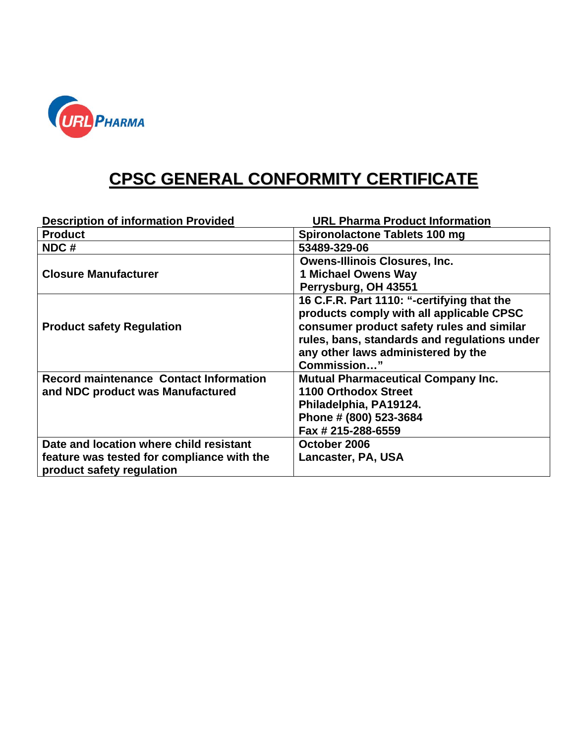URL PHARMA

# CPSC GENERAL CONFORMITY CERTIFICATE

| Description of information Provided | URL Pharma Product Information |
| --- | --- |
| Product | Spironolactone Tablets 100 mg |
| NDC # | 53489-329-06 |
| Closure Manufacturer | Owens-Illinois Closures, Inc.<br>1 Michael Owens Way<br>Perrysburg, OH 43551 |
| Product safety Regulation | 16 C.F.R. Part 1110: "-certifying that the products comply with all applicable CPSC consumer product safety rules and similar rules, bans, standards and regulations under any other laws administered by the Commission…" |
| Record maintenance Contact Information and NDC product was Manufactured | Mutual Pharmaceutical Company Inc.<br>1100 Orthodox Street<br>Philadelphia, PA19124.<br>Phone # (800) 523-3684<br>Fax # 215-288-6559 |
| Date and location where child resistant feature was tested for compliance with the product safety regulation | October 2006<br>Lancaster, PA, USA |